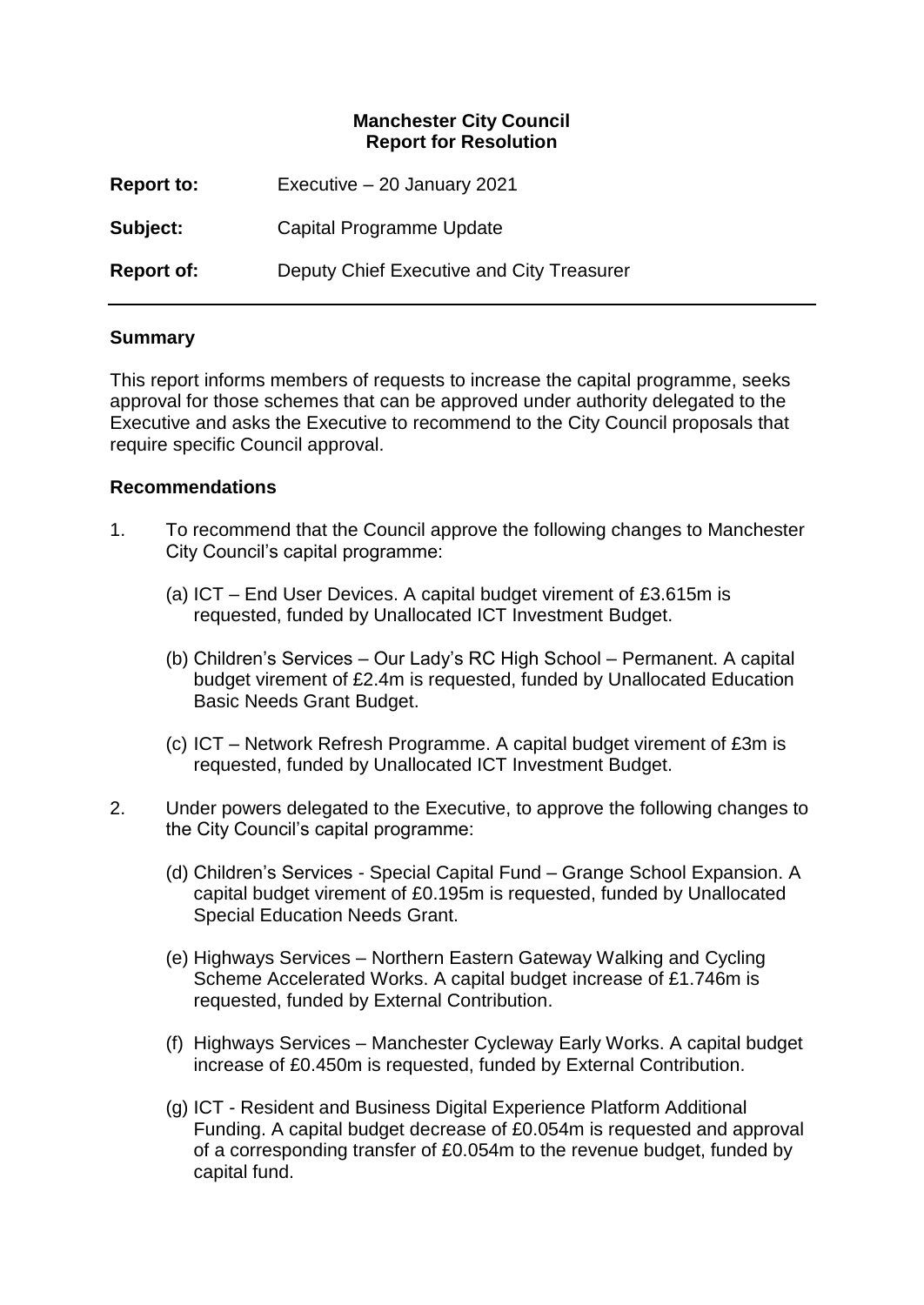**Manchester City Council**
**Report for Resolution**

| | |
|---|---|
| **Report to:** | Executive – 20 January 2021 |
| **Subject:** | Capital Programme Update |
| **Report of:** | Deputy Chief Executive and City Treasurer |

## Summary

This report informs members of requests to increase the capital programme, seeks approval for those schemes that can be approved under authority delegated to the Executive and asks the Executive to recommend to the City Council proposals that require specific Council approval.

## Recommendations

1. To recommend that the Council approve the following changes to Manchester City Council's capital programme:

    (a) ICT – End User Devices. A capital budget virement of £3.615m is requested, funded by Unallocated ICT Investment Budget.

    (b) Children's Services – Our Lady's RC High School – Permanent. A capital budget virement of £2.4m is requested, funded by Unallocated Education Basic Needs Grant Budget.

    (c) ICT – Network Refresh Programme. A capital budget virement of £3m is requested, funded by Unallocated ICT Investment Budget.

2. Under powers delegated to the Executive, to approve the following changes to the City Council's capital programme:

    (d) Children's Services - Special Capital Fund – Grange School Expansion. A capital budget virement of £0.195m is requested, funded by Unallocated Special Education Needs Grant.

    (e) Highways Services – Northern Eastern Gateway Walking and Cycling Scheme Accelerated Works. A capital budget increase of £1.746m is requested, funded by External Contribution.

    (f) Highways Services – Manchester Cycleway Early Works. A capital budget increase of £0.450m is requested, funded by External Contribution.

    (g) ICT - Resident and Business Digital Experience Platform Additional Funding. A capital budget decrease of £0.054m is requested and approval of a corresponding transfer of £0.054m to the revenue budget, funded by capital fund.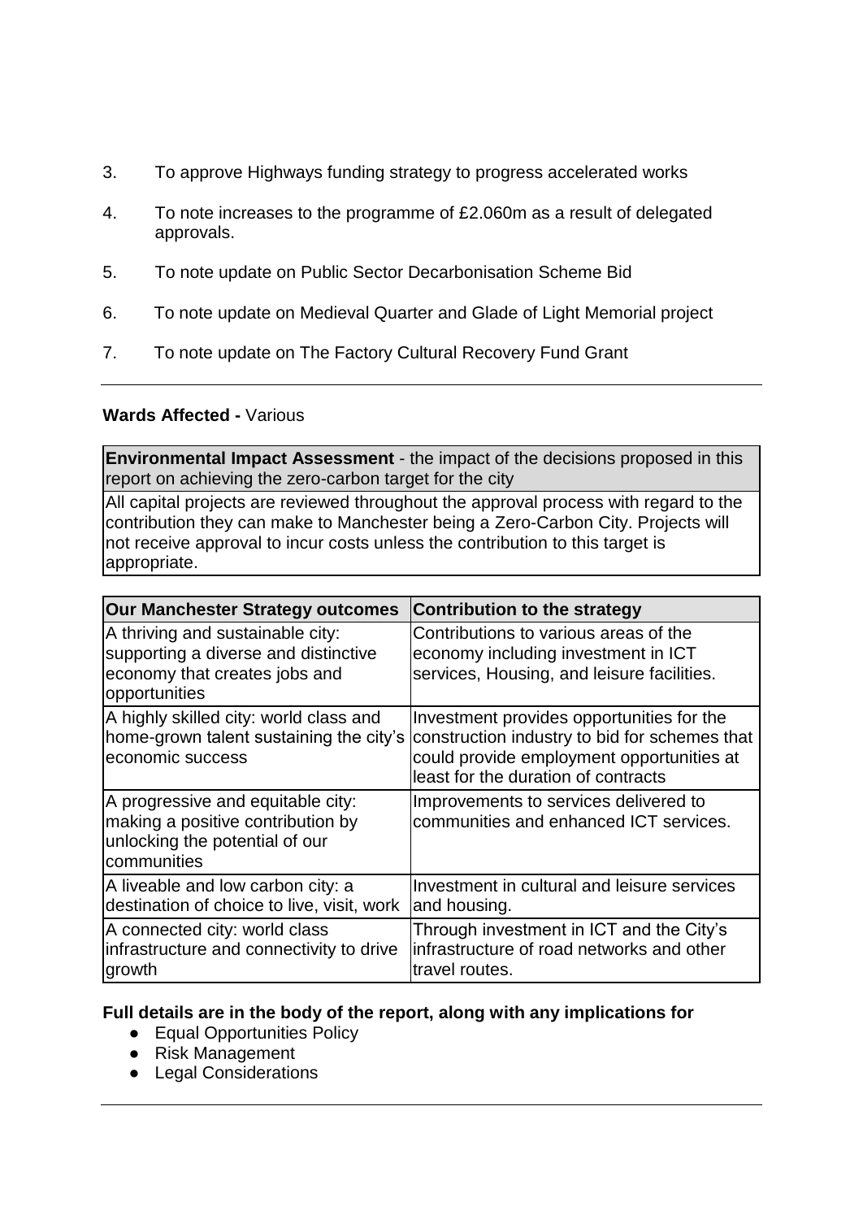3. To approve Highways funding strategy to progress accelerated works

4. To note increases to the programme of £2.060m as a result of delegated approvals.

5. To note update on Public Sector Decarbonisation Scheme Bid

6. To note update on Medieval Quarter and Glade of Light Memorial project

7. To note update on The Factory Cultural Recovery Fund Grant

---

**Wards Affected -** Various

| **Environmental Impact Assessment** - the impact of the decisions proposed in this report on achieving the zero-carbon target for the city |
| --- |
| All capital projects are reviewed throughout the approval process with regard to the contribution they can make to Manchester being a Zero-Carbon City. Projects will not receive approval to incur costs unless the contribution to this target is appropriate. |

| Our Manchester Strategy outcomes | Contribution to the strategy |
| --- | --- |
| A thriving and sustainable city: supporting a diverse and distinctive economy that creates jobs and opportunities | Contributions to various areas of the economy including investment in ICT services, Housing, and leisure facilities. |
| A highly skilled city: world class and home-grown talent sustaining the city's economic success | Investment provides opportunities for the construction industry to bid for schemes that could provide employment opportunities at least for the duration of contracts |
| A progressive and equitable city: making a positive contribution by unlocking the potential of our communities | Improvements to services delivered to communities and enhanced ICT services. |
| A liveable and low carbon city: a destination of choice to live, visit, work | Investment in cultural and leisure services and housing. |
| A connected city: world class infrastructure and connectivity to drive growth | Through investment in ICT and the City's infrastructure of road networks and other travel routes. |

**Full details are in the body of the report, along with any implications for**

- Equal Opportunities Policy
- Risk Management
- Legal Considerations

---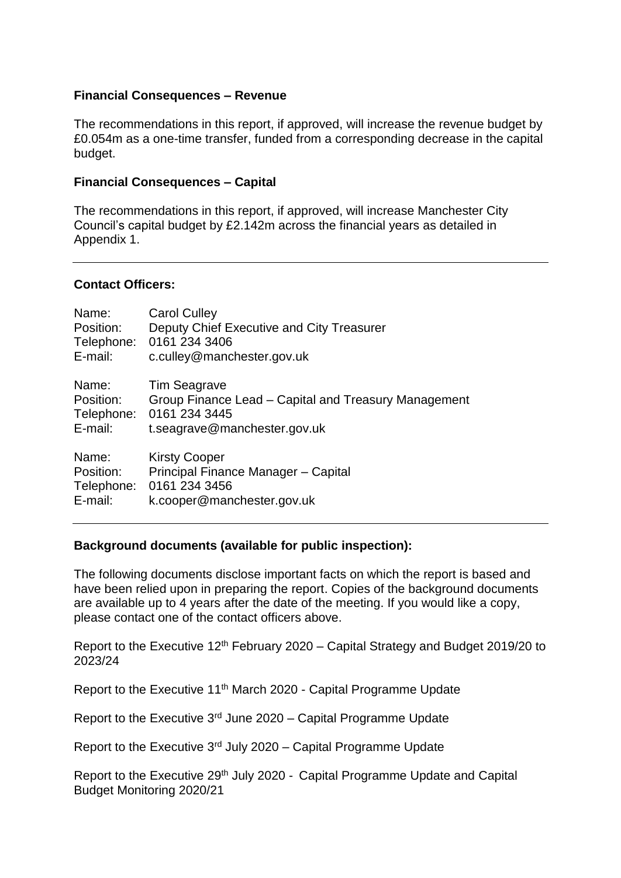**Financial Consequences – Revenue**

The recommendations in this report, if approved, will increase the revenue budget by £0.054m as a one-time transfer, funded from a corresponding decrease in the capital budget.

**Financial Consequences – Capital**

The recommendations in this report, if approved, will increase Manchester City Council's capital budget by £2.142m across the financial years as detailed in Appendix 1.

---

**Contact Officers:**

Name: Carol Culley
Position: Deputy Chief Executive and City Treasurer
Telephone: 0161 234 3406
E-mail: c.culley@manchester.gov.uk

Name: Tim Seagrave
Position: Group Finance Lead – Capital and Treasury Management
Telephone: 0161 234 3445
E-mail: t.seagrave@manchester.gov.uk

Name: Kirsty Cooper
Position: Principal Finance Manager – Capital
Telephone: 0161 234 3456
E-mail: k.cooper@manchester.gov.uk

---

**Background documents (available for public inspection):**

The following documents disclose important facts on which the report is based and have been relied upon in preparing the report. Copies of the background documents are available up to 4 years after the date of the meeting. If you would like a copy, please contact one of the contact officers above.

Report to the Executive 12th February 2020 – Capital Strategy and Budget 2019/20 to 2023/24

Report to the Executive 11th March 2020 - Capital Programme Update

Report to the Executive 3rd June 2020 – Capital Programme Update

Report to the Executive 3rd July 2020 – Capital Programme Update

Report to the Executive 29th July 2020 - Capital Programme Update and Capital Budget Monitoring 2020/21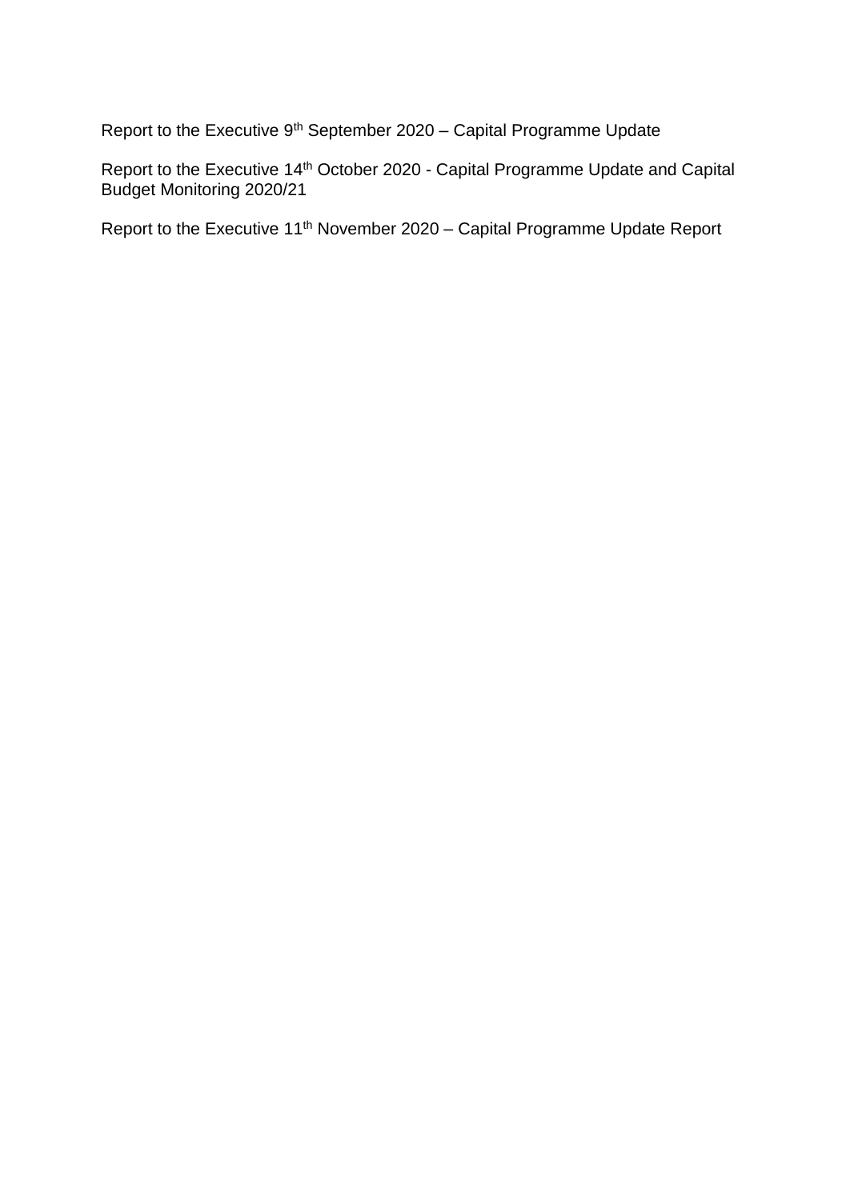Report to the Executive 9th September 2020 – Capital Programme Update

Report to the Executive 14th October 2020 - Capital Programme Update and Capital Budget Monitoring 2020/21

Report to the Executive 11th November 2020 – Capital Programme Update Report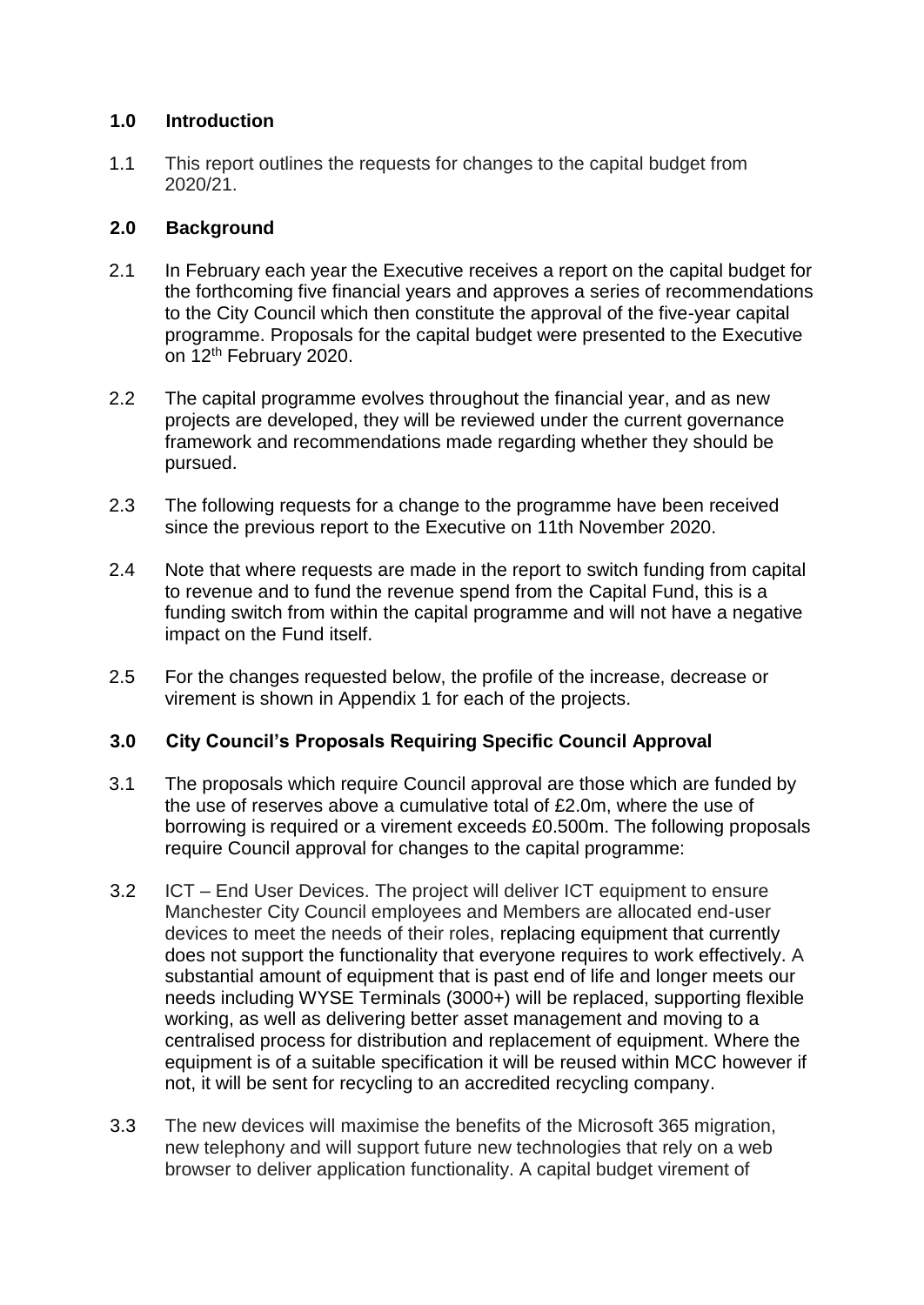## 1.0 Introduction

1.1 This report outlines the requests for changes to the capital budget from 2020/21.

## 2.0 Background

2.1 In February each year the Executive receives a report on the capital budget for the forthcoming five financial years and approves a series of recommendations to the City Council which then constitute the approval of the five-year capital programme. Proposals for the capital budget were presented to the Executive on 12th February 2020.

2.2 The capital programme evolves throughout the financial year, and as new projects are developed, they will be reviewed under the current governance framework and recommendations made regarding whether they should be pursued.

2.3 The following requests for a change to the programme have been received since the previous report to the Executive on 11th November 2020.

2.4 Note that where requests are made in the report to switch funding from capital to revenue and to fund the revenue spend from the Capital Fund, this is a funding switch from within the capital programme and will not have a negative impact on the Fund itself.

2.5 For the changes requested below, the profile of the increase, decrease or virement is shown in Appendix 1 for each of the projects.

## 3.0 City Council's Proposals Requiring Specific Council Approval

3.1 The proposals which require Council approval are those which are funded by the use of reserves above a cumulative total of £2.0m, where the use of borrowing is required or a virement exceeds £0.500m. The following proposals require Council approval for changes to the capital programme:

3.2 ICT – End User Devices. The project will deliver ICT equipment to ensure Manchester City Council employees and Members are allocated end-user devices to meet the needs of their roles, replacing equipment that currently does not support the functionality that everyone requires to work effectively. A substantial amount of equipment that is past end of life and longer meets our needs including WYSE Terminals (3000+) will be replaced, supporting flexible working, as well as delivering better asset management and moving to a centralised process for distribution and replacement of equipment. Where the equipment is of a suitable specification it will be reused within MCC however if not, it will be sent for recycling to an accredited recycling company.

3.3 The new devices will maximise the benefits of the Microsoft 365 migration, new telephony and will support future new technologies that rely on a web browser to deliver application functionality. A capital budget virement of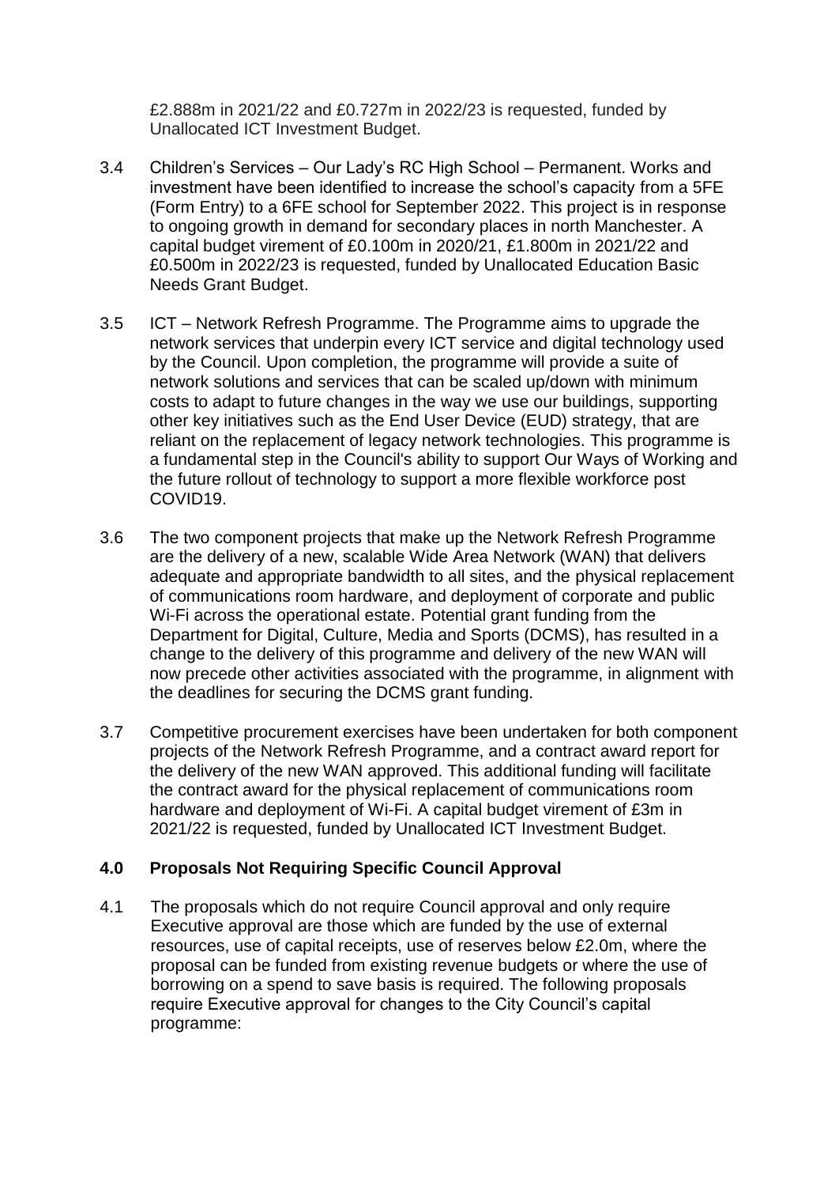£2.888m in 2021/22 and £0.727m in 2022/23 is requested, funded by Unallocated ICT Investment Budget.

3.4 Children's Services – Our Lady's RC High School – Permanent. Works and investment have been identified to increase the school's capacity from a 5FE (Form Entry) to a 6FE school for September 2022. This project is in response to ongoing growth in demand for secondary places in north Manchester. A capital budget virement of £0.100m in 2020/21, £1.800m in 2021/22 and £0.500m in 2022/23 is requested, funded by Unallocated Education Basic Needs Grant Budget.

3.5 ICT – Network Refresh Programme. The Programme aims to upgrade the network services that underpin every ICT service and digital technology used by the Council. Upon completion, the programme will provide a suite of network solutions and services that can be scaled up/down with minimum costs to adapt to future changes in the way we use our buildings, supporting other key initiatives such as the End User Device (EUD) strategy, that are reliant on the replacement of legacy network technologies. This programme is a fundamental step in the Council's ability to support Our Ways of Working and the future rollout of technology to support a more flexible workforce post COVID19.

3.6 The two component projects that make up the Network Refresh Programme are the delivery of a new, scalable Wide Area Network (WAN) that delivers adequate and appropriate bandwidth to all sites, and the physical replacement of communications room hardware, and deployment of corporate and public Wi-Fi across the operational estate. Potential grant funding from the Department for Digital, Culture, Media and Sports (DCMS), has resulted in a change to the delivery of this programme and delivery of the new WAN will now precede other activities associated with the programme, in alignment with the deadlines for securing the DCMS grant funding.

3.7 Competitive procurement exercises have been undertaken for both component projects of the Network Refresh Programme, and a contract award report for the delivery of the new WAN approved. This additional funding will facilitate the contract award for the physical replacement of communications room hardware and deployment of Wi-Fi. A capital budget virement of £3m in 2021/22 is requested, funded by Unallocated ICT Investment Budget.

## 4.0 Proposals Not Requiring Specific Council Approval

4.1 The proposals which do not require Council approval and only require Executive approval are those which are funded by the use of external resources, use of capital receipts, use of reserves below £2.0m, where the proposal can be funded from existing revenue budgets or where the use of borrowing on a spend to save basis is required. The following proposals require Executive approval for changes to the City Council's capital programme: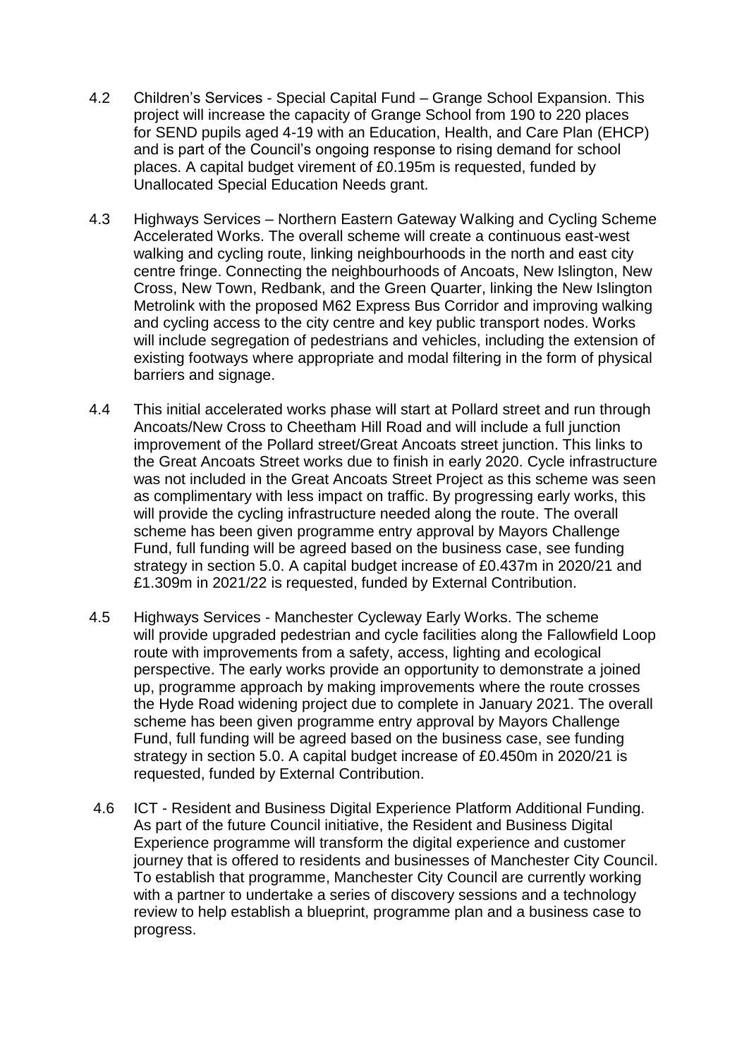4.2 Children's Services - Special Capital Fund – Grange School Expansion. This project will increase the capacity of Grange School from 190 to 220 places for SEND pupils aged 4-19 with an Education, Health, and Care Plan (EHCP) and is part of the Council's ongoing response to rising demand for school places. A capital budget virement of £0.195m is requested, funded by Unallocated Special Education Needs grant.

4.3 Highways Services – Northern Eastern Gateway Walking and Cycling Scheme Accelerated Works. The overall scheme will create a continuous east-west walking and cycling route, linking neighbourhoods in the north and east city centre fringe. Connecting the neighbourhoods of Ancoats, New Islington, New Cross, New Town, Redbank, and the Green Quarter, linking the New Islington Metrolink with the proposed M62 Express Bus Corridor and improving walking and cycling access to the city centre and key public transport nodes. Works will include segregation of pedestrians and vehicles, including the extension of existing footways where appropriate and modal filtering in the form of physical barriers and signage.

4.4 This initial accelerated works phase will start at Pollard street and run through Ancoats/New Cross to Cheetham Hill Road and will include a full junction improvement of the Pollard street/Great Ancoats street junction. This links to the Great Ancoats Street works due to finish in early 2020. Cycle infrastructure was not included in the Great Ancoats Street Project as this scheme was seen as complimentary with less impact on traffic. By progressing early works, this will provide the cycling infrastructure needed along the route. The overall scheme has been given programme entry approval by Mayors Challenge Fund, full funding will be agreed based on the business case, see funding strategy in section 5.0. A capital budget increase of £0.437m in 2020/21 and £1.309m in 2021/22 is requested, funded by External Contribution.

4.5 Highways Services - Manchester Cycleway Early Works. The scheme will provide upgraded pedestrian and cycle facilities along the Fallowfield Loop route with improvements from a safety, access, lighting and ecological perspective. The early works provide an opportunity to demonstrate a joined up, programme approach by making improvements where the route crosses the Hyde Road widening project due to complete in January 2021. The overall scheme has been given programme entry approval by Mayors Challenge Fund, full funding will be agreed based on the business case, see funding strategy in section 5.0. A capital budget increase of £0.450m in 2020/21 is requested, funded by External Contribution.

4.6 ICT - Resident and Business Digital Experience Platform Additional Funding. As part of the future Council initiative, the Resident and Business Digital Experience programme will transform the digital experience and customer journey that is offered to residents and businesses of Manchester City Council. To establish that programme, Manchester City Council are currently working with a partner to undertake a series of discovery sessions and a technology review to help establish a blueprint, programme plan and a business case to progress.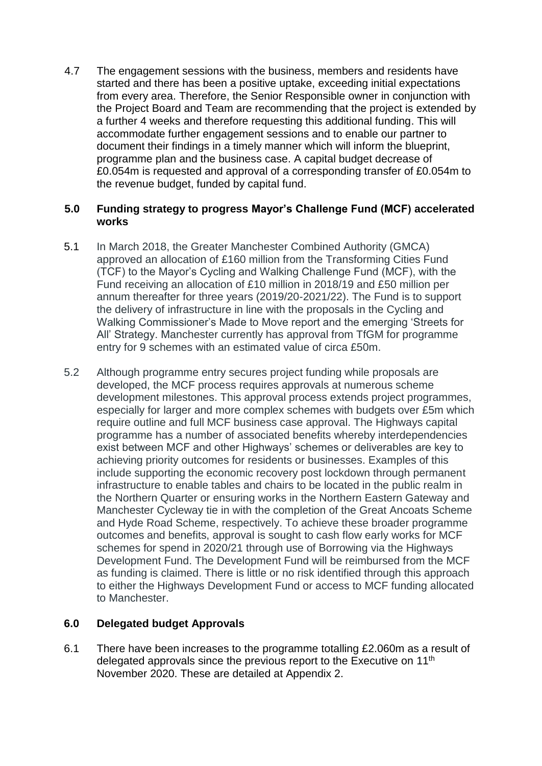4.7 The engagement sessions with the business, members and residents have started and there has been a positive uptake, exceeding initial expectations from every area. Therefore, the Senior Responsible owner in conjunction with the Project Board and Team are recommending that the project is extended by a further 4 weeks and therefore requesting this additional funding. This will accommodate further engagement sessions and to enable our partner to document their findings in a timely manner which will inform the blueprint, programme plan and the business case. A capital budget decrease of £0.054m is requested and approval of a corresponding transfer of £0.054m to the revenue budget, funded by capital fund.

## 5.0 Funding strategy to progress Mayor's Challenge Fund (MCF) accelerated works

5.1 In March 2018, the Greater Manchester Combined Authority (GMCA) approved an allocation of £160 million from the Transforming Cities Fund (TCF) to the Mayor's Cycling and Walking Challenge Fund (MCF), with the Fund receiving an allocation of £10 million in 2018/19 and £50 million per annum thereafter for three years (2019/20-2021/22). The Fund is to support the delivery of infrastructure in line with the proposals in the Cycling and Walking Commissioner's Made to Move report and the emerging 'Streets for All' Strategy. Manchester currently has approval from TfGM for programme entry for 9 schemes with an estimated value of circa £50m.

5.2 Although programme entry secures project funding while proposals are developed, the MCF process requires approvals at numerous scheme development milestones. This approval process extends project programmes, especially for larger and more complex schemes with budgets over £5m which require outline and full MCF business case approval. The Highways capital programme has a number of associated benefits whereby interdependencies exist between MCF and other Highways' schemes or deliverables are key to achieving priority outcomes for residents or businesses. Examples of this include supporting the economic recovery post lockdown through permanent infrastructure to enable tables and chairs to be located in the public realm in the Northern Quarter or ensuring works in the Northern Eastern Gateway and Manchester Cycleway tie in with the completion of the Great Ancoats Scheme and Hyde Road Scheme, respectively. To achieve these broader programme outcomes and benefits, approval is sought to cash flow early works for MCF schemes for spend in 2020/21 through use of Borrowing via the Highways Development Fund. The Development Fund will be reimbursed from the MCF as funding is claimed. There is little or no risk identified through this approach to either the Highways Development Fund or access to MCF funding allocated to Manchester.

## 6.0 Delegated budget Approvals

6.1 There have been increases to the programme totalling £2.060m as a result of delegated approvals since the previous report to the Executive on 11th November 2020. These are detailed at Appendix 2.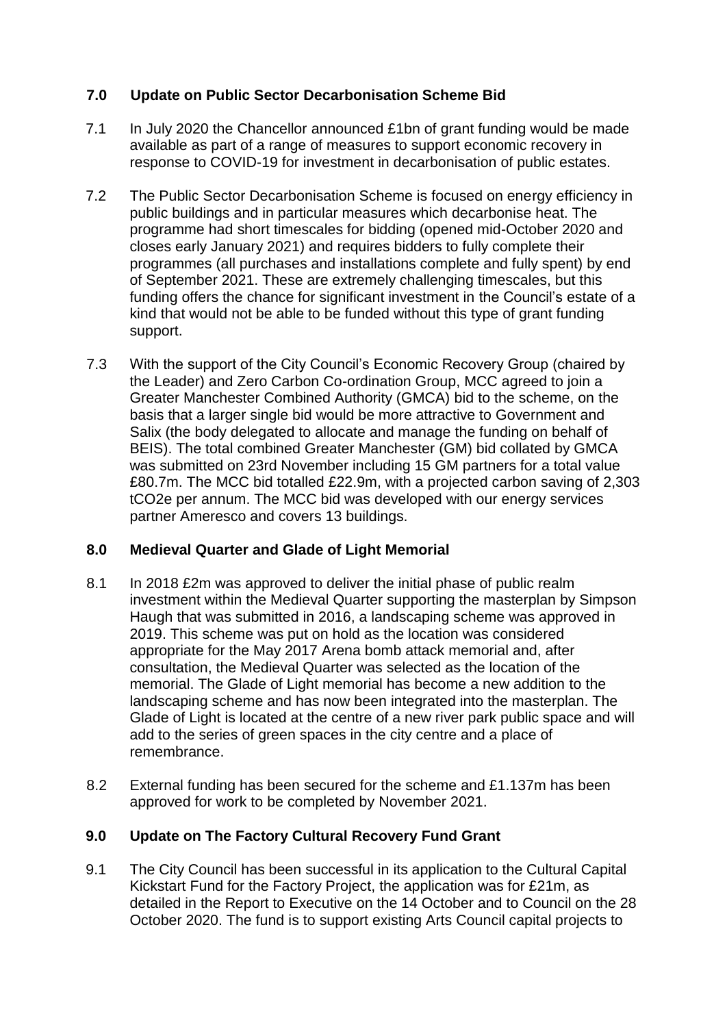## 7.0 Update on Public Sector Decarbonisation Scheme Bid

7.1 In July 2020 the Chancellor announced £1bn of grant funding would be made available as part of a range of measures to support economic recovery in response to COVID-19 for investment in decarbonisation of public estates.

7.2 The Public Sector Decarbonisation Scheme is focused on energy efficiency in public buildings and in particular measures which decarbonise heat. The programme had short timescales for bidding (opened mid-October 2020 and closes early January 2021) and requires bidders to fully complete their programmes (all purchases and installations complete and fully spent) by end of September 2021. These are extremely challenging timescales, but this funding offers the chance for significant investment in the Council's estate of a kind that would not be able to be funded without this type of grant funding support.

7.3 With the support of the City Council's Economic Recovery Group (chaired by the Leader) and Zero Carbon Co-ordination Group, MCC agreed to join a Greater Manchester Combined Authority (GMCA) bid to the scheme, on the basis that a larger single bid would be more attractive to Government and Salix (the body delegated to allocate and manage the funding on behalf of BEIS). The total combined Greater Manchester (GM) bid collated by GMCA was submitted on 23rd November including 15 GM partners for a total value £80.7m. The MCC bid totalled £22.9m, with a projected carbon saving of 2,303 $tCO_2e$ per annum. The MCC bid was developed with our energy services partner Ameresco and covers 13 buildings.

## 8.0 Medieval Quarter and Glade of Light Memorial

8.1 In 2018 £2m was approved to deliver the initial phase of public realm investment within the Medieval Quarter supporting the masterplan by Simpson Haugh that was submitted in 2016, a landscaping scheme was approved in 2019. This scheme was put on hold as the location was considered appropriate for the May 2017 Arena bomb attack memorial and, after consultation, the Medieval Quarter was selected as the location of the memorial. The Glade of Light memorial has become a new addition to the landscaping scheme and has now been integrated into the masterplan. The Glade of Light is located at the centre of a new river park public space and will add to the series of green spaces in the city centre and a place of remembrance.

8.2 External funding has been secured for the scheme and £1.137m has been approved for work to be completed by November 2021.

## 9.0 Update on The Factory Cultural Recovery Fund Grant

9.1 The City Council has been successful in its application to the Cultural Capital Kickstart Fund for the Factory Project, the application was for £21m, as detailed in the Report to Executive on the 14 October and to Council on the 28 October 2020. The fund is to support existing Arts Council capital projects to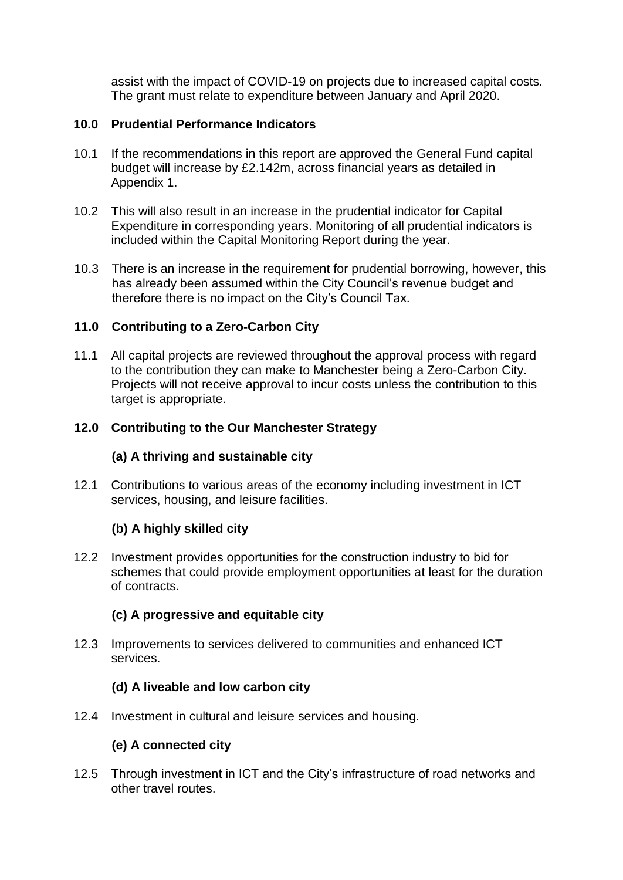assist with the impact of COVID-19 on projects due to increased capital costs. The grant must relate to expenditure between January and April 2020.

## 10.0 Prudential Performance Indicators

10.1 If the recommendations in this report are approved the General Fund capital budget will increase by £2.142m, across financial years as detailed in Appendix 1.

10.2 This will also result in an increase in the prudential indicator for Capital Expenditure in corresponding years. Monitoring of all prudential indicators is included within the Capital Monitoring Report during the year.

10.3 There is an increase in the requirement for prudential borrowing, however, this has already been assumed within the City Council's revenue budget and therefore there is no impact on the City's Council Tax.

## 11.0 Contributing to a Zero-Carbon City

11.1 All capital projects are reviewed throughout the approval process with regard to the contribution they can make to Manchester being a Zero-Carbon City. Projects will not receive approval to incur costs unless the contribution to this target is appropriate.

## 12.0 Contributing to the Our Manchester Strategy

### (a) A thriving and sustainable city

12.1 Contributions to various areas of the economy including investment in ICT services, housing, and leisure facilities.

### (b) A highly skilled city

12.2 Investment provides opportunities for the construction industry to bid for schemes that could provide employment opportunities at least for the duration of contracts.

### (c) A progressive and equitable city

12.3 Improvements to services delivered to communities and enhanced ICT services.

### (d) A liveable and low carbon city

12.4 Investment in cultural and leisure services and housing.

### (e) A connected city

12.5 Through investment in ICT and the City's infrastructure of road networks and other travel routes.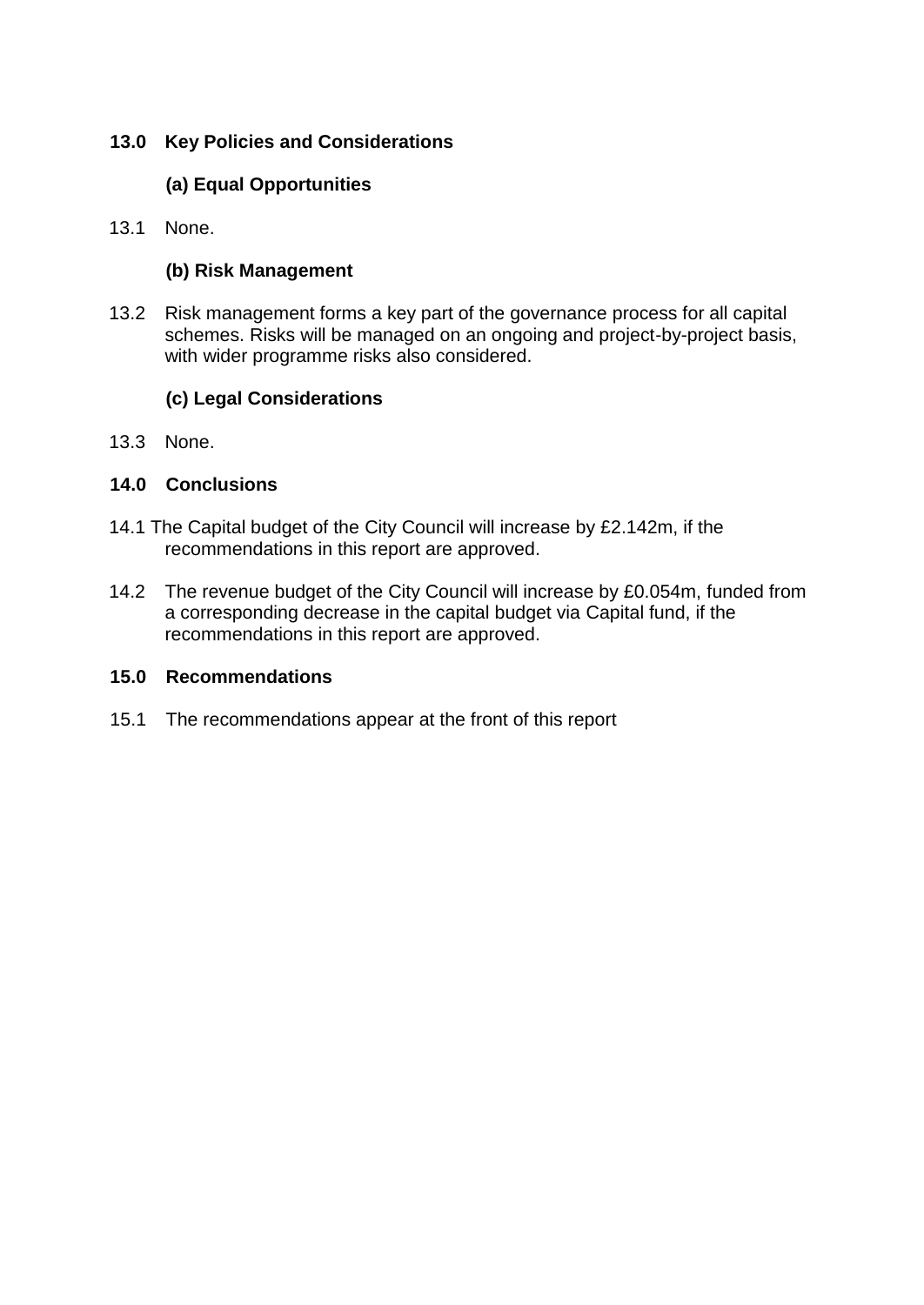## 13.0 Key Policies and Considerations

### (a) Equal Opportunities

13.1 None.

### (b) Risk Management

13.2 Risk management forms a key part of the governance process for all capital schemes. Risks will be managed on an ongoing and project-by-project basis, with wider programme risks also considered.

### (c) Legal Considerations

13.3 None.

## 14.0 Conclusions

14.1 The Capital budget of the City Council will increase by £2.142m, if the recommendations in this report are approved.

14.2 The revenue budget of the City Council will increase by £0.054m, funded from a corresponding decrease in the capital budget via Capital fund, if the recommendations in this report are approved.

## 15.0 Recommendations

15.1 The recommendations appear at the front of this report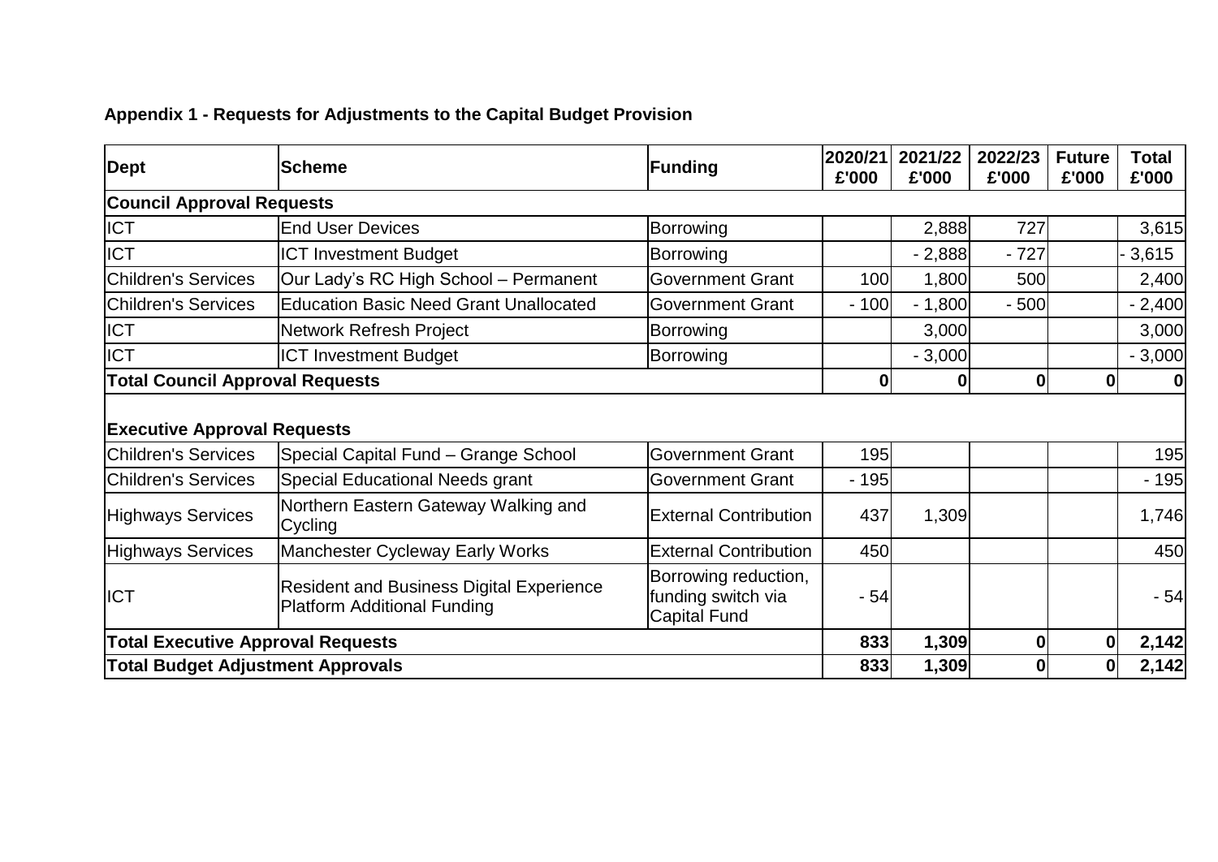**Appendix 1 - Requests for Adjustments to the Capital Budget Provision**

| Dept | Scheme | Funding | 2020/21 £'000 | 2021/22 £'000 | 2022/23 £'000 | Future £'000 | Total £'000 |
|---|---|---|---|---|---|---|---|
| **Council Approval Requests** | | | | | | | |
| ICT | End User Devices | Borrowing | | 2,888 | 727 | | 3,615 |
| ICT | ICT Investment Budget | Borrowing | | - 2,888 | - 727 | | - 3,615 |
| Children's Services | Our Lady's RC High School – Permanent | Government Grant | 100 | 1,800 | 500 | | 2,400 |
| Children's Services | Education Basic Need Grant Unallocated | Government Grant | - 100 | - 1,800 | - 500 | | - 2,400 |
| ICT | Network Refresh Project | Borrowing | | 3,000 | | | 3,000 |
| ICT | ICT Investment Budget | Borrowing | | - 3,000 | | | - 3,000 |
| **Total Council Approval Requests** | | | **0** | **0** | **0** | **0** | **0** |
| **Executive Approval Requests** | | | | | | | |
| Children's Services | Special Capital Fund – Grange School | Government Grant | 195 | | | | 195 |
| Children's Services | Special Educational Needs grant | Government Grant | - 195 | | | | - 195 |
| Highways Services | Northern Eastern Gateway Walking and Cycling | External Contribution | 437 | 1,309 | | | 1,746 |
| Highways Services | Manchester Cycleway Early Works | External Contribution | 450 | | | | 450 |
| ICT | Resident and Business Digital Experience Platform Additional Funding | Borrowing reduction, funding switch via Capital Fund | - 54 | | | | - 54 |
| **Total Executive Approval Requests** | | | **833** | **1,309** | **0** | **0** | **2,142** |
| **Total Budget Adjustment Approvals** | | | **833** | **1,309** | **0** | **0** | **2,142** |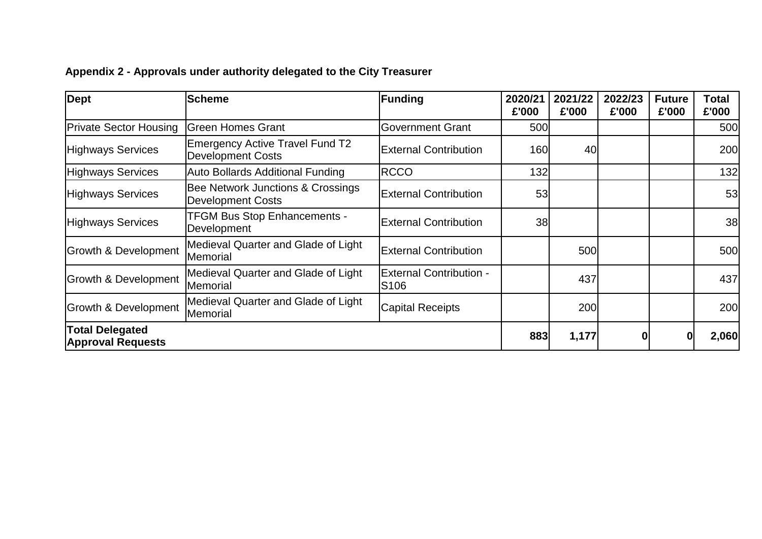**Appendix 2 - Approvals under authority delegated to the City Treasurer**

| Dept | Scheme | Funding | 2020/21 £'000 | 2021/22 £'000 | 2022/23 £'000 | Future £'000 | Total £'000 |
|---|---|---|---|---|---|---|---|
| Private Sector Housing | Green Homes Grant | Government Grant | 500 | | | | 500 |
| Highways Services | Emergency Active Travel Fund T2 Development Costs | External Contribution | 160 | 40 | | | 200 |
| Highways Services | Auto Bollards Additional Funding | RCCO | 132 | | | | 132 |
| Highways Services | Bee Network Junctions & Crossings Development Costs | External Contribution | 53 | | | | 53 |
| Highways Services | TFGM Bus Stop Enhancements - Development | External Contribution | 38 | | | | 38 |
| Growth & Development | Medieval Quarter and Glade of Light Memorial | External Contribution | | 500 | | | 500 |
| Growth & Development | Medieval Quarter and Glade of Light Memorial | External Contribution - S106 | | 437 | | | 437 |
| Growth & Development | Medieval Quarter and Glade of Light Memorial | Capital Receipts | | 200 | | | 200 |
| **Total Delegated Approval Requests** | | | **883** | **1,177** | **0** | **0** | **2,060** |